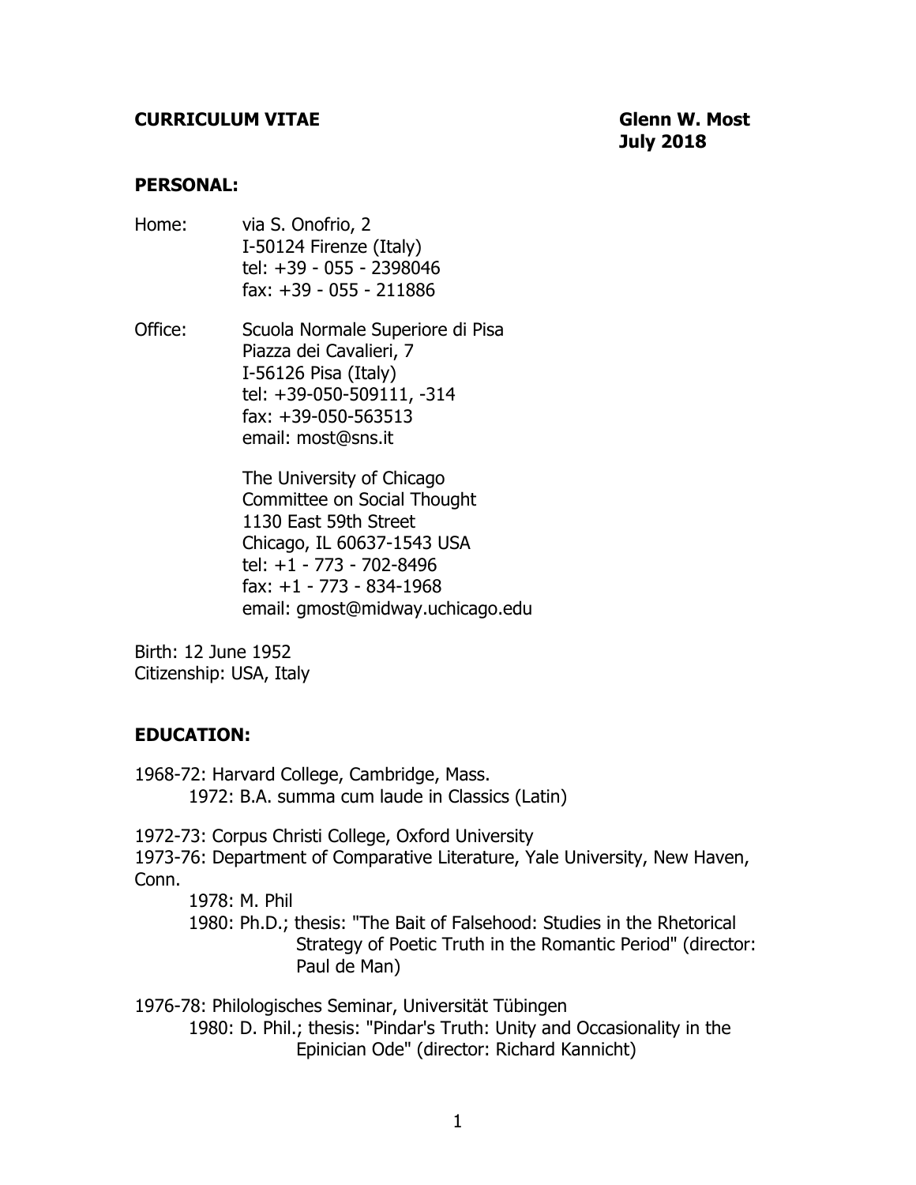**CURRICULUM VITAE** **Glenn W. Most**
**July 2018**

## PERSONAL:

Home: via S. Onofrio, 2
I-50124 Firenze (Italy)
tel: +39 - 055 - 2398046
fax: +39 - 055 - 211886

Office: Scuola Normale Superiore di Pisa
Piazza dei Cavalieri, 7
I-56126 Pisa (Italy)
tel: +39-050-509111, -314
fax: +39-050-563513
email: most@sns.it

The University of Chicago
Committee on Social Thought
1130 East 59th Street
Chicago, IL 60637-1543 USA
tel: +1 - 773 - 702-8496
fax: +1 - 773 - 834-1968
email: gmost@midway.uchicago.edu

Birth: 12 June 1952
Citizenship: USA, Italy

## EDUCATION:

1968-72: Harvard College, Cambridge, Mass.
1972: B.A. summa cum laude in Classics (Latin)

1972-73: Corpus Christi College, Oxford University
1973-76: Department of Comparative Literature, Yale University, New Haven, Conn.
1978: M. Phil
1980: Ph.D.; thesis: "The Bait of Falsehood: Studies in the Rhetorical Strategy of Poetic Truth in the Romantic Period" (director: Paul de Man)

1976-78: Philologisches Seminar, Universität Tübingen
1980: D. Phil.; thesis: "Pindar's Truth: Unity and Occasionality in the Epinician Ode" (director: Richard Kannicht)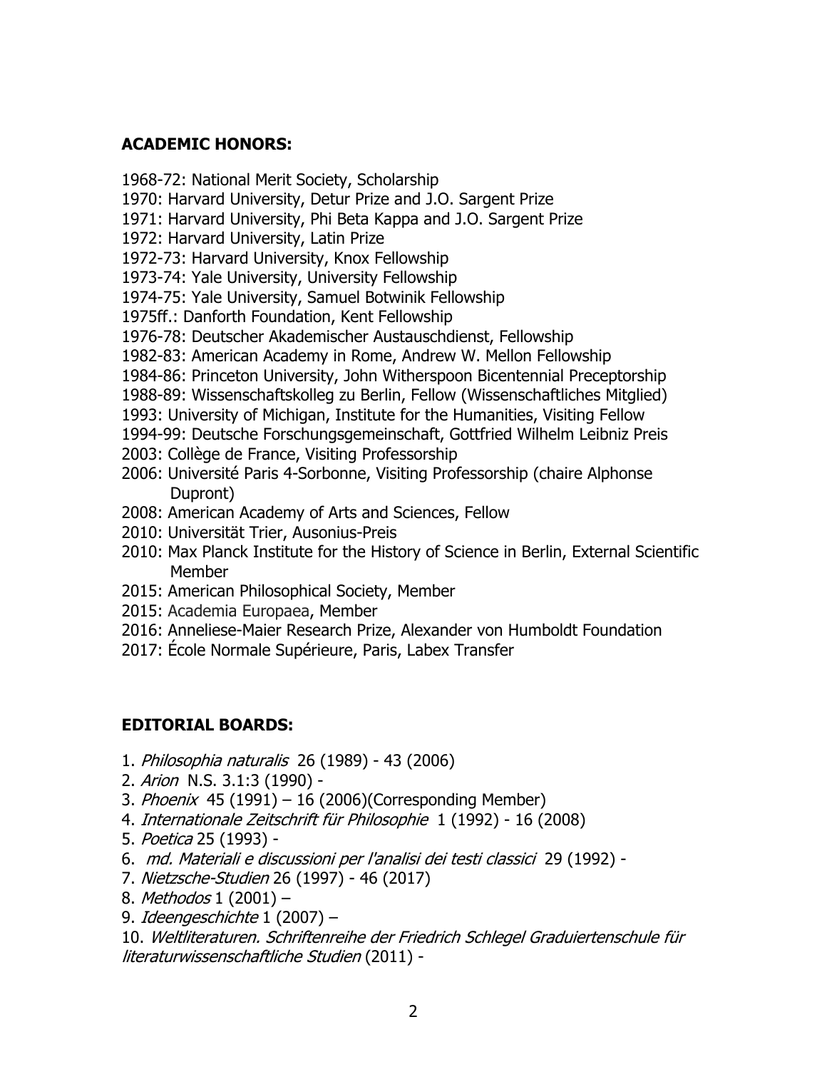**ACADEMIC HONORS:**

1968-72: National Merit Society, Scholarship
1970: Harvard University, Detur Prize and J.O. Sargent Prize
1971: Harvard University, Phi Beta Kappa and J.O. Sargent Prize
1972: Harvard University, Latin Prize
1972-73: Harvard University, Knox Fellowship
1973-74: Yale University, University Fellowship
1974-75: Yale University, Samuel Botwinik Fellowship
1975ff.: Danforth Foundation, Kent Fellowship
1976-78: Deutscher Akademischer Austauschdienst, Fellowship
1982-83: American Academy in Rome, Andrew W. Mellon Fellowship
1984-86: Princeton University, John Witherspoon Bicentennial Preceptorship
1988-89: Wissenschaftskolleg zu Berlin, Fellow (Wissenschaftliches Mitglied)
1993: University of Michigan, Institute for the Humanities, Visiting Fellow
1994-99: Deutsche Forschungsgemeinschaft, Gottfried Wilhelm Leibniz Preis
2003: Collège de France, Visiting Professorship
2006: Université Paris 4-Sorbonne, Visiting Professorship (chaire Alphonse Dupront)
2008: American Academy of Arts and Sciences, Fellow
2010: Universität Trier, Ausonius-Preis
2010: Max Planck Institute for the History of Science in Berlin, External Scientific Member
2015: American Philosophical Society, Member
2015: Academia Europaea, Member
2016: Anneliese-Maier Research Prize, Alexander von Humboldt Foundation
2017: École Normale Supérieure, Paris, Labex Transfer

**EDITORIAL BOARDS:**

1. *Philosophia naturalis* 26 (1989) - 43 (2006)
2. *Arion* N.S. 3.1:3 (1990) -
3. *Phoenix* 45 (1991) – 16 (2006)(Corresponding Member)
4. *Internationale Zeitschrift für Philosophie* 1 (1992) - 16 (2008)
5. *Poetica* 25 (1993) -
6. *md. Materiali e discussioni per l'analisi dei testi classici* 29 (1992) -
7. *Nietzsche-Studien* 26 (1997) - 46 (2017)
8. *Methodos* 1 (2001) –
9. *Ideengeschichte* 1 (2007) –
10. *Weltliteraturen. Schriftenreihe der Friedrich Schlegel Graduiertenschule für literaturwissenschaftliche Studien* (2011) -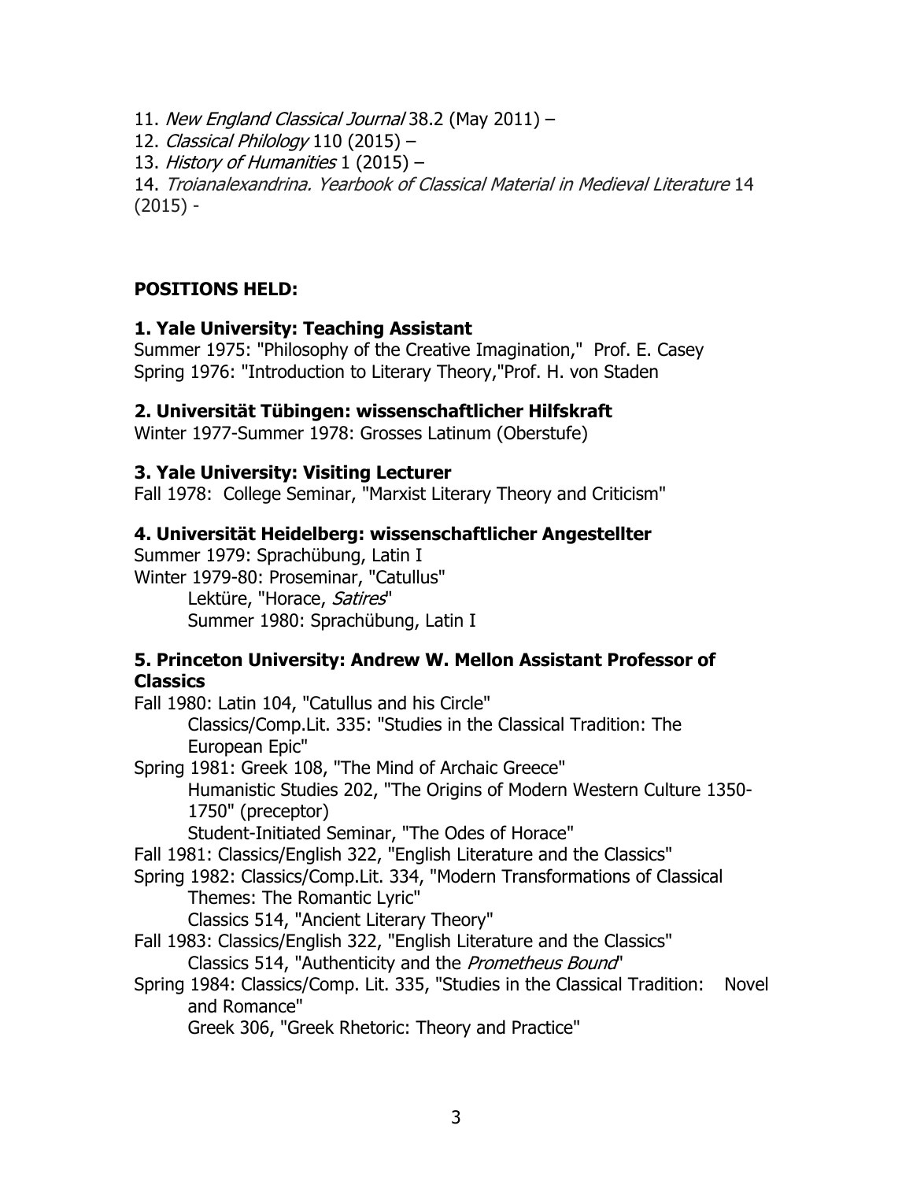11. *New England Classical Journal* 38.2 (May 2011) –
12. *Classical Philology* 110 (2015) –
13. *History of Humanities* 1 (2015) –
14. *Troianalexandrina. Yearbook of Classical Material in Medieval Literature* 14 (2015) -

**POSITIONS HELD:**

**1. Yale University: Teaching Assistant**
Summer 1975: "Philosophy of the Creative Imagination," Prof. E. Casey
Spring 1976: "Introduction to Literary Theory,"Prof. H. von Staden

**2. Universität Tübingen: wissenschaftlicher Hilfskraft**
Winter 1977-Summer 1978: Grosses Latinum (Oberstufe)

**3. Yale University: Visiting Lecturer**
Fall 1978: College Seminar, "Marxist Literary Theory and Criticism"

**4. Universität Heidelberg: wissenschaftlicher Angestellter**
Summer 1979: Sprachübung, Latin I
Winter 1979-80: Proseminar, "Catullus"
Lektüre, "Horace, *Satires*"
Summer 1980: Sprachübung, Latin I

**5. Princeton University: Andrew W. Mellon Assistant Professor of Classics**
Fall 1980: Latin 104, "Catullus and his Circle"
Classics/Comp.Lit. 335: "Studies in the Classical Tradition: The European Epic"
Spring 1981: Greek 108, "The Mind of Archaic Greece"
Humanistic Studies 202, "The Origins of Modern Western Culture 1350-1750" (preceptor)
Student-Initiated Seminar, "The Odes of Horace"
Fall 1981: Classics/English 322, "English Literature and the Classics"
Spring 1982: Classics/Comp.Lit. 334, "Modern Transformations of Classical Themes: The Romantic Lyric"
Classics 514, "Ancient Literary Theory"
Fall 1983: Classics/English 322, "English Literature and the Classics"
Classics 514, "Authenticity and the *Prometheus Bound*"
Spring 1984: Classics/Comp. Lit. 335, "Studies in the Classical Tradition: Novel and Romance"
Greek 306, "Greek Rhetoric: Theory and Practice"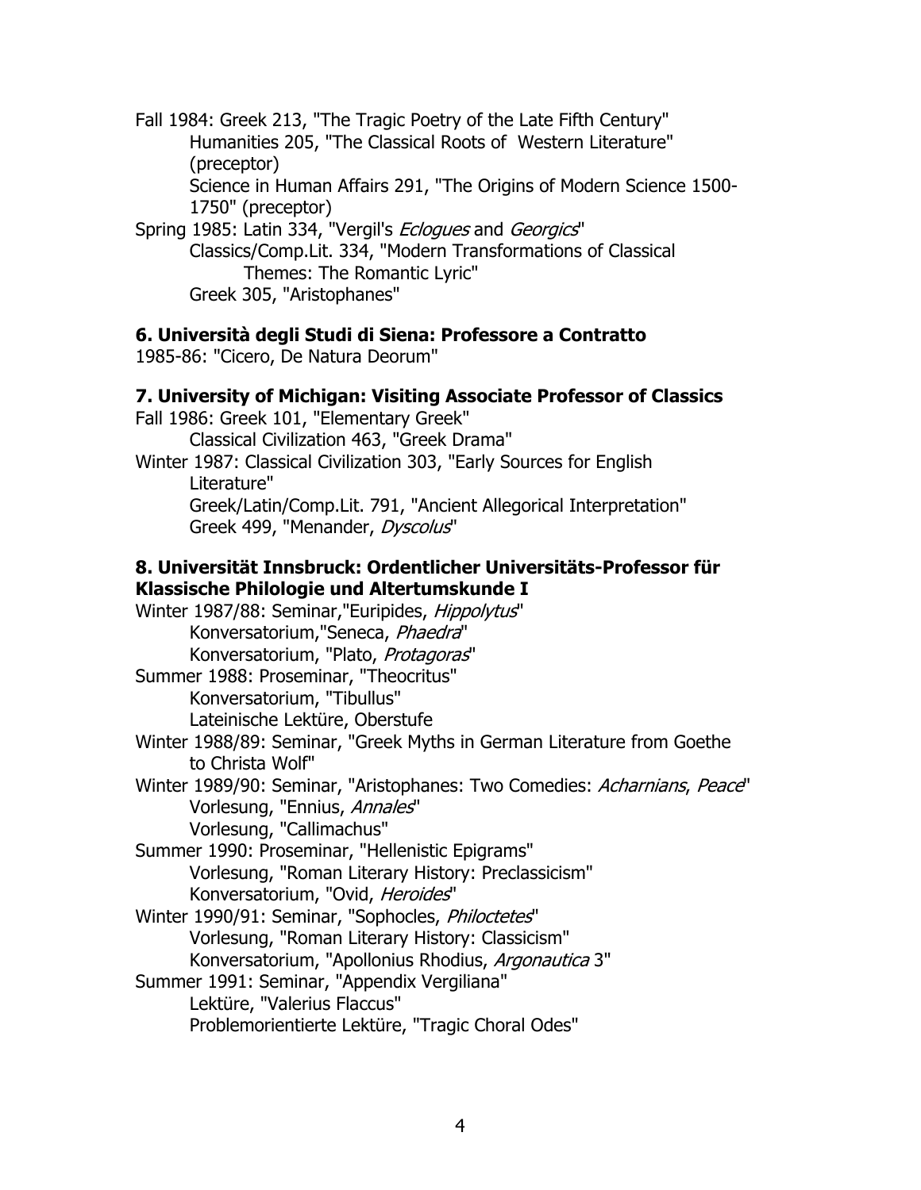Fall 1984: Greek 213, "The Tragic Poetry of the Late Fifth Century"
Humanities 205, "The Classical Roots of Western Literature" (preceptor)
Science in Human Affairs 291, "The Origins of Modern Science 1500-1750" (preceptor)

Spring 1985: Latin 334, "Vergil's *Eclogues* and *Georgics*"
Classics/Comp.Lit. 334, "Modern Transformations of Classical Themes: The Romantic Lyric"
Greek 305, "Aristophanes"

**6. Università degli Studi di Siena: Professore a Contratto**

1985-86: "Cicero, De Natura Deorum"

**7. University of Michigan: Visiting Associate Professor of Classics**

Fall 1986: Greek 101, "Elementary Greek"
Classical Civilization 463, "Greek Drama"

Winter 1987: Classical Civilization 303, "Early Sources for English Literature"
Greek/Latin/Comp.Lit. 791, "Ancient Allegorical Interpretation"
Greek 499, "Menander, *Dyscolus*"

**8. Universität Innsbruck: Ordentlicher Universitäts-Professor für Klassische Philologie und Altertumskunde I**

Winter 1987/88: Seminar,"Euripides, *Hippolytus*"
Konversatorium,"Seneca, *Phaedra*"
Konversatorium, "Plato, *Protagoras*"

Summer 1988: Proseminar, "Theocritus"
Konversatorium, "Tibullus"
Lateinische Lektüre, Oberstufe

Winter 1988/89: Seminar, "Greek Myths in German Literature from Goethe to Christa Wolf"

Winter 1989/90: Seminar, "Aristophanes: Two Comedies: *Acharnians*, *Peace*"
Vorlesung, "Ennius, *Annales*"
Vorlesung, "Callimachus"

Summer 1990: Proseminar, "Hellenistic Epigrams"
Vorlesung, "Roman Literary History: Preclassicism"
Konversatorium, "Ovid, *Heroides*"

Winter 1990/91: Seminar, "Sophocles, *Philoctetes*"
Vorlesung, "Roman Literary History: Classicism"
Konversatorium, "Apollonius Rhodius, *Argonautica* 3"

Summer 1991: Seminar, "Appendix Vergiliana"
Lektüre, "Valerius Flaccus"
Problemorientierte Lektüre, "Tragic Choral Odes"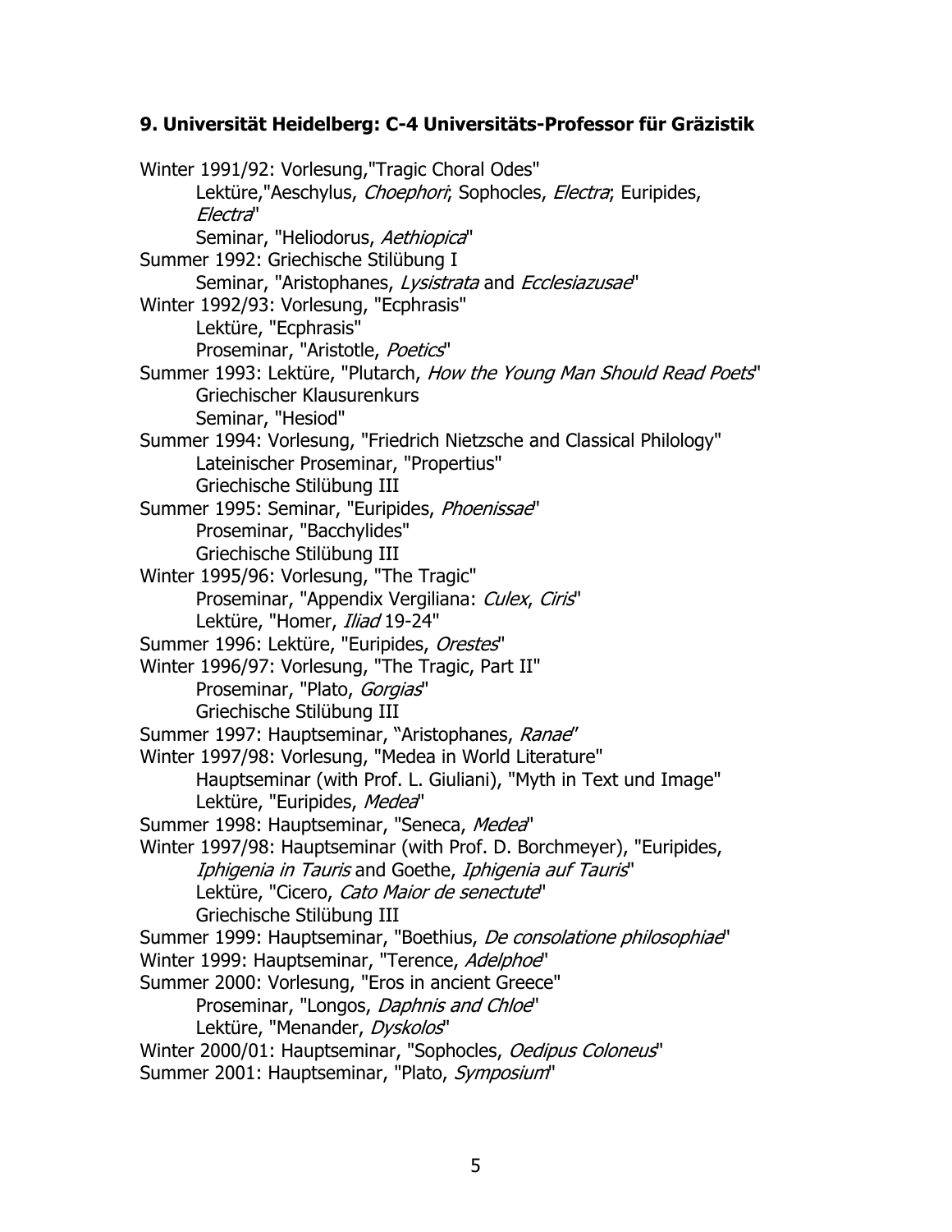### 9. Universität Heidelberg: C-4 Universitäts-Professor für Gräzistik

Winter 1991/92: Vorlesung,"Tragic Choral Odes"
    Lektüre,"Aeschylus, *Choephori*; Sophocles, *Electra*; Euripides, *Electra*"
    Seminar, "Heliodorus, *Aethiopica*"
Summer 1992: Griechische Stilübung I
    Seminar, "Aristophanes, *Lysistrata* and *Ecclesiazusae*"
Winter 1992/93: Vorlesung, "Ecphrasis"
    Lektüre, "Ecphrasis"
    Proseminar, "Aristotle, *Poetics*"
Summer 1993: Lektüre, "Plutarch, *How the Young Man Should Read Poets*"
    Griechischer Klausurenkurs
    Seminar, "Hesiod"
Summer 1994: Vorlesung, "Friedrich Nietzsche and Classical Philology"
    Lateinischer Proseminar, "Propertius"
    Griechische Stilübung III
Summer 1995: Seminar, "Euripides, *Phoenissae*"
    Proseminar, "Bacchylides"
    Griechische Stilübung III
Winter 1995/96: Vorlesung, "The Tragic"
    Proseminar, "Appendix Vergiliana: *Culex*, *Ciris*"
    Lektüre, "Homer, *Iliad* 19-24"
Summer 1996: Lektüre, "Euripides, *Orestes*"
Winter 1996/97: Vorlesung, "The Tragic, Part II"
    Proseminar, "Plato, *Gorgias*"
    Griechische Stilübung III
Summer 1997: Hauptseminar, "Aristophanes, *Ranae*"
Winter 1997/98: Vorlesung, "Medea in World Literature"
    Hauptseminar (with Prof. L. Giuliani), "Myth in Text und Image"
    Lektüre, "Euripides, *Medea*"
Summer 1998: Hauptseminar, "Seneca, *Medea*"
Winter 1997/98: Hauptseminar (with Prof. D. Borchmeyer), "Euripides, *Iphigenia in Tauris* and Goethe, *Iphigenia auf Tauris*"
    Lektüre, "Cicero, *Cato Maior de senectute*"
    Griechische Stilübung III
Summer 1999: Hauptseminar, "Boethius, *De consolatione philosophiae*"
Winter 1999: Hauptseminar, "Terence, *Adelphoe*"
Summer 2000: Vorlesung, "Eros in ancient Greece"
    Proseminar, "Longos, *Daphnis and Chloe*"
    Lektüre, "Menander, *Dyskolos*"
Winter 2000/01: Hauptseminar, "Sophocles, *Oedipus Coloneus*"
Summer 2001: Hauptseminar, "Plato, *Symposium*"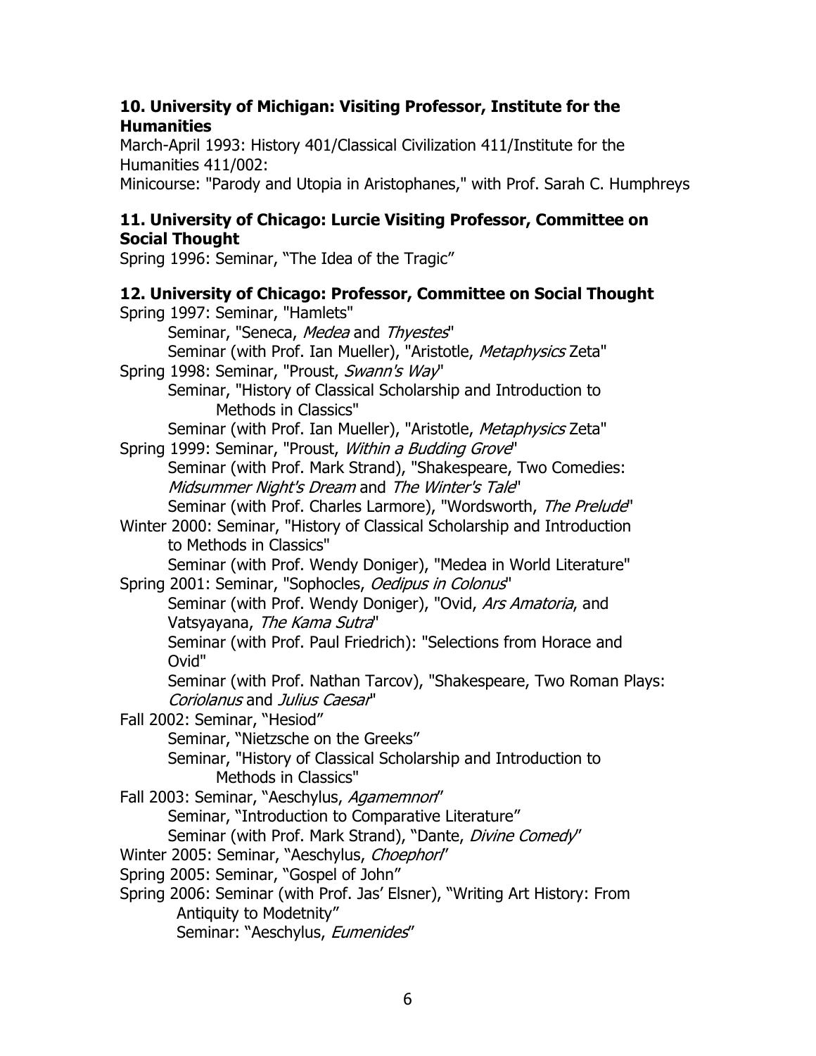### 10. University of Michigan: Visiting Professor, Institute for the Humanities

March-April 1993: History 401/Classical Civilization 411/Institute for the Humanities 411/002:
Minicourse: "Parody and Utopia in Aristophanes," with Prof. Sarah C. Humphreys

### 11. University of Chicago: Lurcie Visiting Professor, Committee on Social Thought

Spring 1996: Seminar, "The Idea of the Tragic"

### 12. University of Chicago: Professor, Committee on Social Thought

Spring 1997: Seminar, "Hamlets"
Seminar, "Seneca, *Medea* and *Thyestes*"
Seminar (with Prof. Ian Mueller), "Aristotle, *Metaphysics* Zeta"

Spring 1998: Seminar, "Proust, *Swann's Way*"
Seminar, "History of Classical Scholarship and Introduction to Methods in Classics"
Seminar (with Prof. Ian Mueller), "Aristotle, *Metaphysics* Zeta"

Spring 1999: Seminar, "Proust, *Within a Budding Grove*"
Seminar (with Prof. Mark Strand), "Shakespeare, Two Comedies: *Midsummer Night's Dream* and *The Winter's Tale*"
Seminar (with Prof. Charles Larmore), "Wordsworth, *The Prelude*"

Winter 2000: Seminar, "History of Classical Scholarship and Introduction to Methods in Classics"
Seminar (with Prof. Wendy Doniger), "Medea in World Literature"

Spring 2001: Seminar, "Sophocles, *Oedipus in Colonus*"
Seminar (with Prof. Wendy Doniger), "Ovid, *Ars Amatoria*, and Vatsyayana, *The Kama Sutra*"
Seminar (with Prof. Paul Friedrich): "Selections from Horace and Ovid"
Seminar (with Prof. Nathan Tarcov), "Shakespeare, Two Roman Plays: *Coriolanus* and *Julius Caesar*"

Fall 2002: Seminar, "Hesiod"
Seminar, "Nietzsche on the Greeks"
Seminar, "History of Classical Scholarship and Introduction to Methods in Classics"

Fall 2003: Seminar, "Aeschylus, *Agamemnon*"
Seminar, "Introduction to Comparative Literature"
Seminar (with Prof. Mark Strand), "Dante, *Divine Comedy*"

Winter 2005: Seminar, "Aeschylus, *Choephori*"

Spring 2005: Seminar, "Gospel of John"

Spring 2006: Seminar (with Prof. Jas' Elsner), "Writing Art History: From Antiquity to Modetnity"
Seminar: "Aeschylus, *Eumenides*"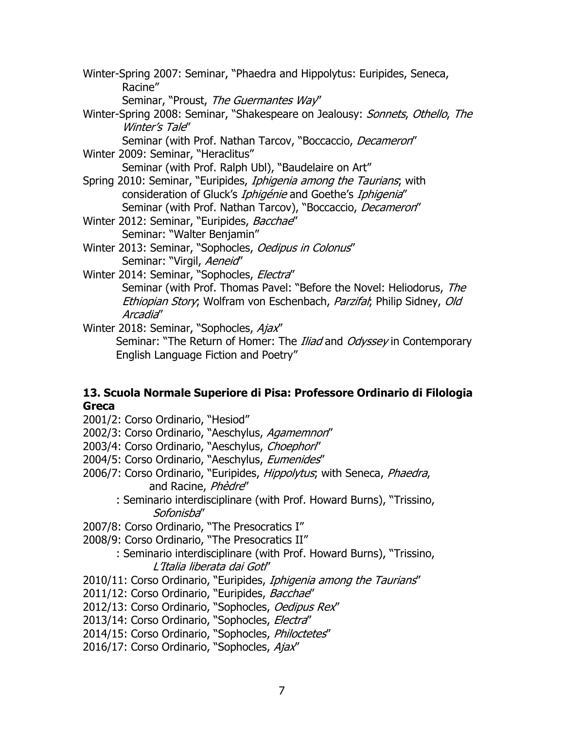Winter-Spring 2007: Seminar, "Phaedra and Hippolytus: Euripides, Seneca, Racine"
Seminar, "Proust, *The Guermantes Way*"

Winter-Spring 2008: Seminar, "Shakespeare on Jealousy: *Sonnets*, *Othello*, *The Winter's Tale*"
Seminar (with Prof. Nathan Tarcov, "Boccaccio, *Decameron*"

Winter 2009: Seminar, "Heraclitus"
Seminar (with Prof. Ralph Ubl), "Baudelaire on Art"

Spring 2010: Seminar, "Euripides, *Iphigenia among the Taurians*; with consideration of Gluck's *Iphigénie* and Goethe's *Iphigenia*"
Seminar (with Prof. Nathan Tarcov), "Boccaccio, *Decameron*"

Winter 2012: Seminar, "Euripides, *Bacchae*"
Seminar: "Walter Benjamin"

Winter 2013: Seminar, "Sophocles, *Oedipus in Colonus*"
Seminar: "Virgil, *Aeneid*"

Winter 2014: Seminar, "Sophocles, *Electra*"
Seminar (with Prof. Thomas Pavel: "Before the Novel: Heliodorus, *The Ethiopian Story*; Wolfram von Eschenbach, *Parzifal*; Philip Sidney, *Old Arcadia*"

Winter 2018: Seminar, "Sophocles, *Ajax*"
Seminar: "The Return of Homer: The *Iliad* and *Odyssey* in Contemporary English Language Fiction and Poetry"

## 13. Scuola Normale Superiore di Pisa: Professore Ordinario di Filologia Greca

2001/2: Corso Ordinario, "Hesiod"
2002/3: Corso Ordinario, "Aeschylus, *Agamemnon*"
2003/4: Corso Ordinario, "Aeschylus, *Choephori*"
2004/5: Corso Ordinario, "Aeschylus, *Eumenides*"
2006/7: Corso Ordinario, "Euripides, *Hippolytus*; with Seneca, *Phaedra*, and Racine, *Phèdre*"
: Seminario interdisciplinare (with Prof. Howard Burns), "Trissino, *Sofonisba*"
2007/8: Corso Ordinario, "The Presocratics I"
2008/9: Corso Ordinario, "The Presocratics II"
: Seminario interdisciplinare (with Prof. Howard Burns), "Trissino, *L'Italia liberata dai Goti*"
2010/11: Corso Ordinario, "Euripides, *Iphigenia among the Taurians*"
2011/12: Corso Ordinario, "Euripides, *Bacchae*"
2012/13: Corso Ordinario, "Sophocles, *Oedipus Rex*"
2013/14: Corso Ordinario, "Sophocles, *Electra*"
2014/15: Corso Ordinario, "Sophocles, *Philoctetes*"
2016/17: Corso Ordinario, "Sophocles, *Ajax*"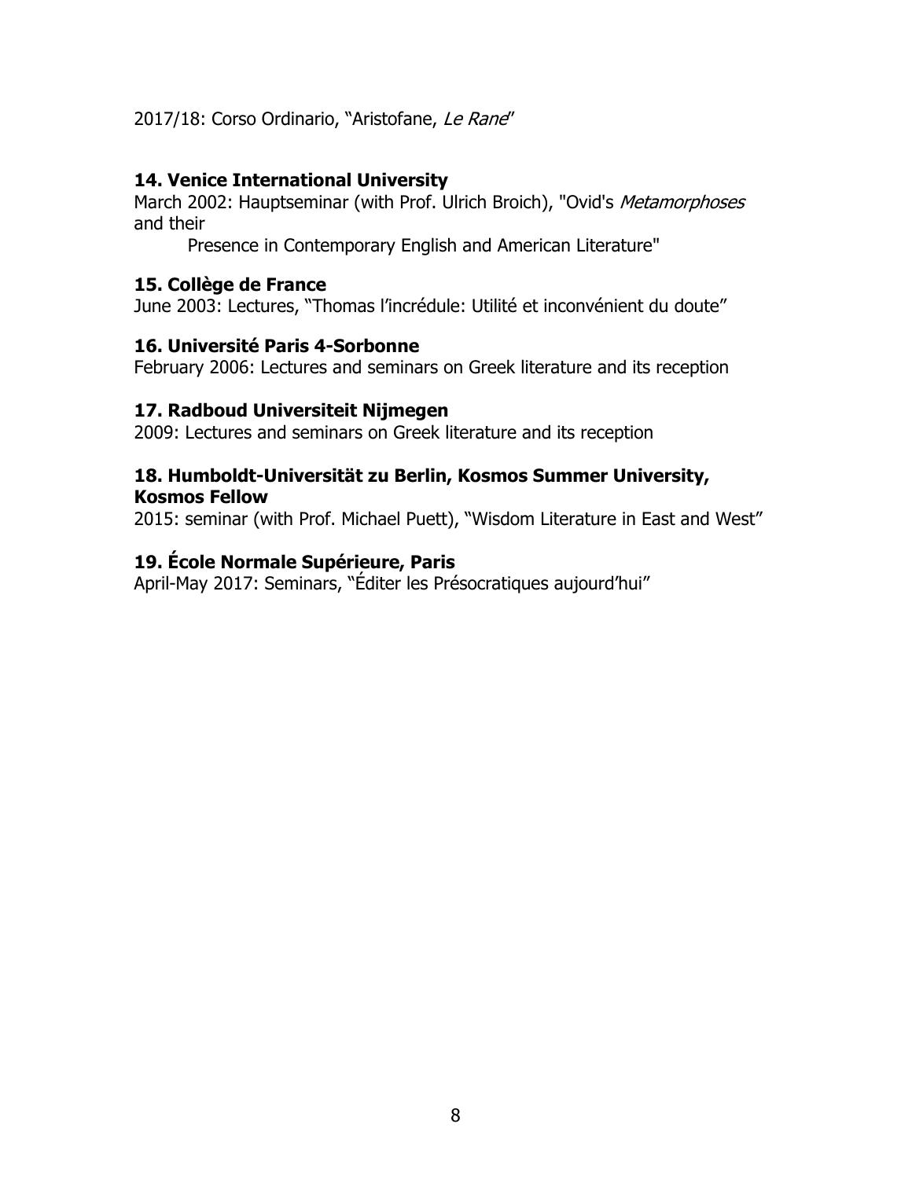2017/18: Corso Ordinario, "Aristofane, *Le Rane*"

**14. Venice International University**

March 2002: Hauptseminar (with Prof. Ulrich Broich), "Ovid's *Metamorphoses* and their Presence in Contemporary English and American Literature"

**15. Collège de France**

June 2003: Lectures, "Thomas l'incrédule: Utilité et inconvénient du doute"

**16. Université Paris 4-Sorbonne**

February 2006: Lectures and seminars on Greek literature and its reception

**17. Radboud Universiteit Nijmegen**

2009: Lectures and seminars on Greek literature and its reception

**18. Humboldt-Universität zu Berlin, Kosmos Summer University, Kosmos Fellow**

2015: seminar (with Prof. Michael Puett), "Wisdom Literature in East and West"

**19. École Normale Supérieure, Paris**

April-May 2017: Seminars, "Éditer les Présocratiques aujourd'hui"